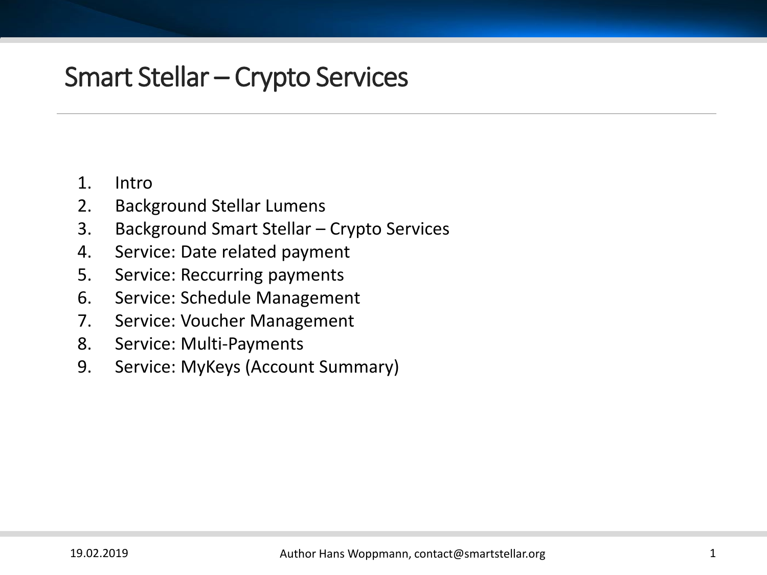# Smart Stellar – Crypto Services

1. Intro
2. Background Stellar Lumens
3. Background Smart Stellar – Crypto Services
4. Service: Date related payment
5. Service: Reccurring payments
6. Service: Schedule Management
7. Service: Voucher Management
8. Service: Multi-Payments
9. Service: MyKeys (Account Summary)

19.02.2019 Author Hans Woppmann, contact@smartstellar.org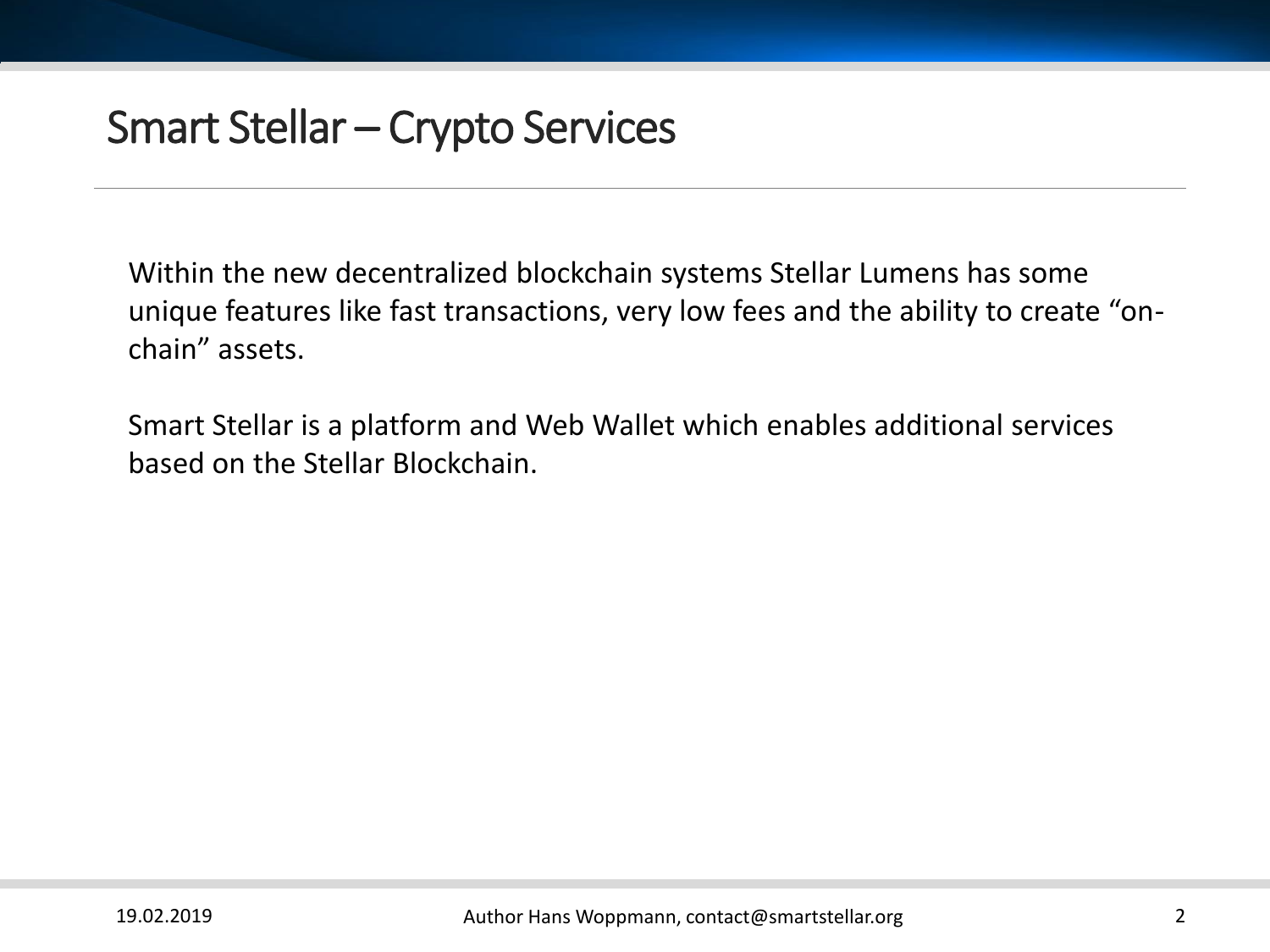# Smart Stellar – Crypto Services

Within the new decentralized blockchain systems Stellar Lumens has some unique features like fast transactions, very low fees and the ability to create "on-chain" assets.

Smart Stellar is a platform and Web Wallet which enables additional services based on the Stellar Blockchain.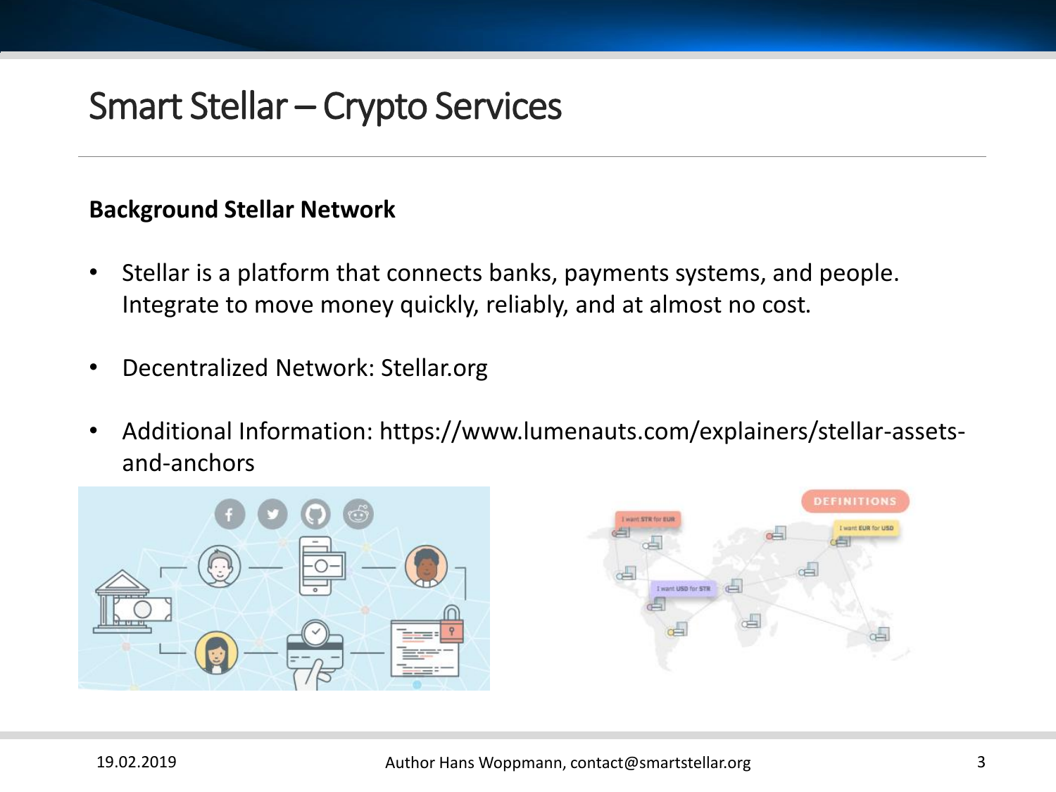# Smart Stellar – Crypto Services

**Background Stellar Network**

- Stellar is a platform that connects banks, payments systems, and people. Integrate to move money quickly, reliably, and at almost no cost.
- Decentralized Network: Stellar.org
- Additional Information: https://www.lumenauts.com/explainers/stellar-assets-and-anchors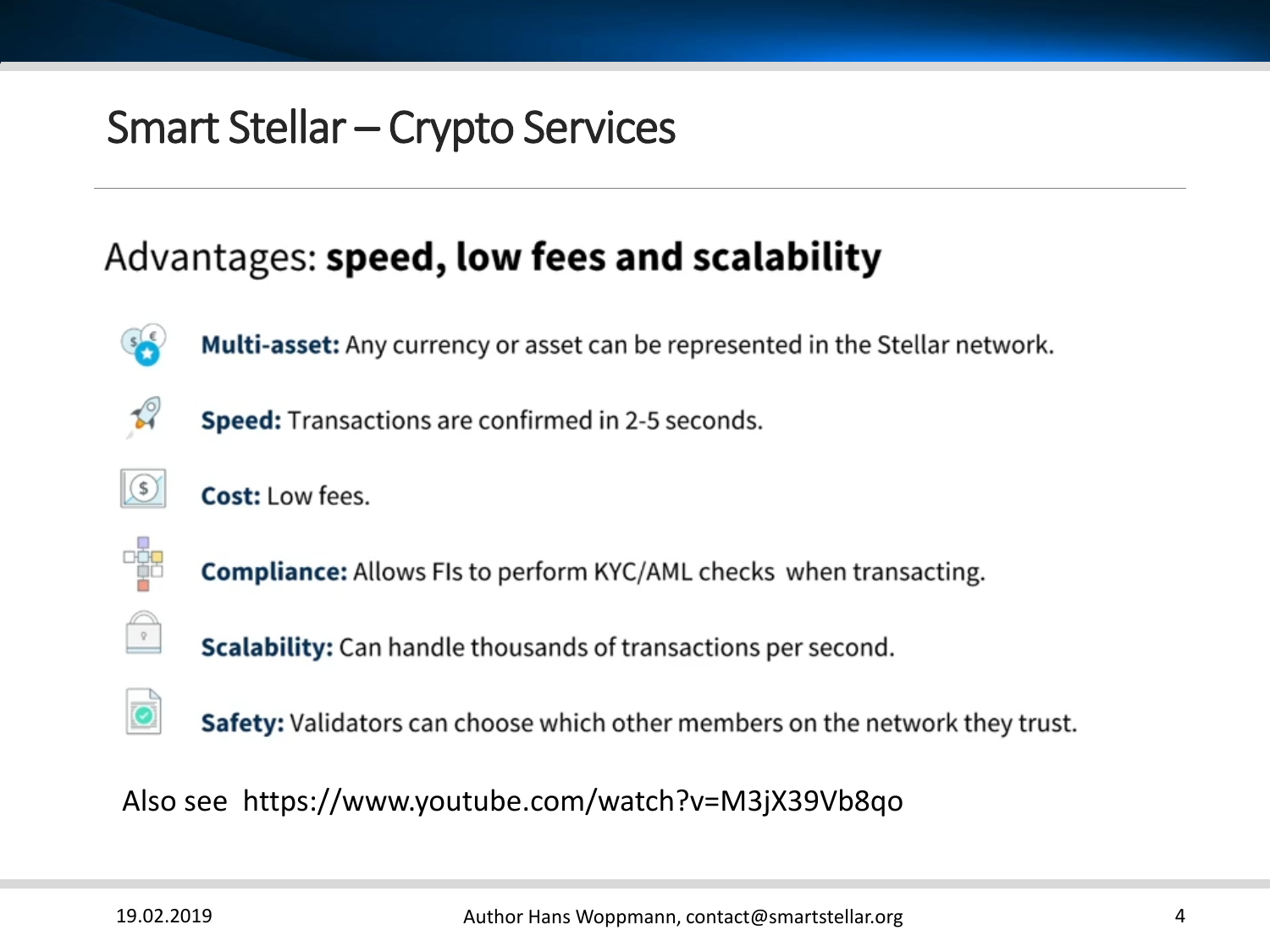# Smart Stellar – Crypto Services

## Advantages: **speed, low fees and scalability**

- **Multi-asset:** Any currency or asset can be represented in the Stellar network.
- **Speed:** Transactions are confirmed in 2-5 seconds.
- **Cost:** Low fees.
- **Compliance:** Allows FIs to perform KYC/AML checks when transacting.
- **Scalability:** Can handle thousands of transactions per second.
- **Safety:** Validators can choose which other members on the network they trust.

Also see https://www.youtube.com/watch?v=M3jX39Vb8qo

19.02.2019 Author Hans Woppmann, contact@smartstellar.org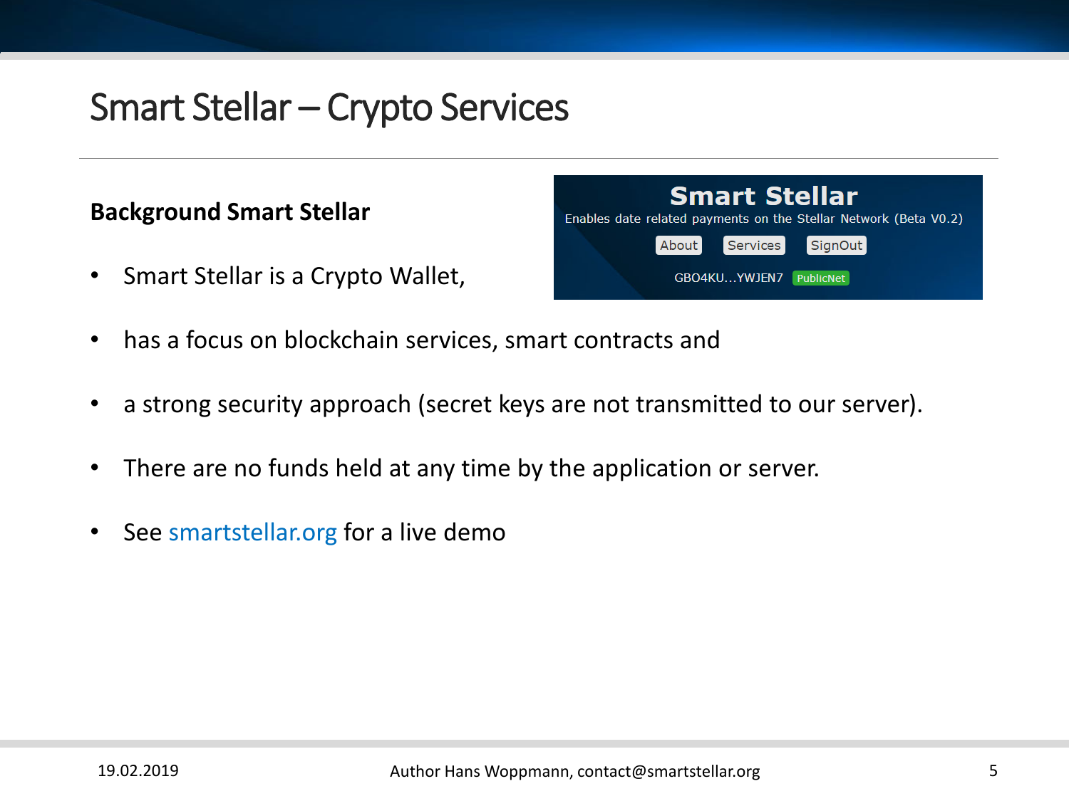# Smart Stellar – Crypto Services

**Background Smart Stellar**

- Smart Stellar is a Crypto Wallet,
- has a focus on blockchain services, smart contracts and
- a strong security approach (secret keys are not transmitted to our server).
- There are no funds held at any time by the application or server.
- See smartstellar.org for a live demo

Smart Stellar

Enables date related payments on the Stellar Network (Beta V0.2)

About | Services | SignOut

GBO4KU...YWJEN7 PublicNet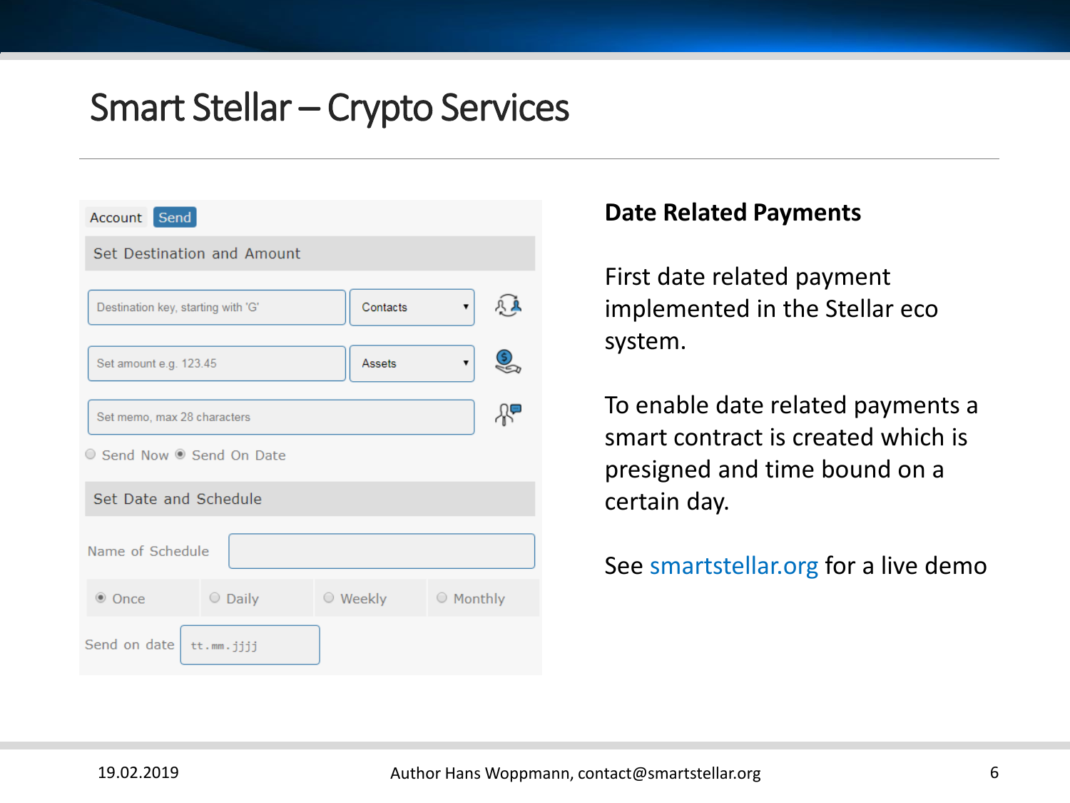# Smart Stellar – Crypto Services

Account | Send

**Set Destination and Amount**

Destination key, starting with 'G' | Contacts

Set amount e.g. 123.45 | Assets

Set memo, max 28 characters

○ Send Now ◉ Send On Date

**Set Date and Schedule**

Name of Schedule

◉ Once ○ Daily ○ Weekly ○ Monthly

Send on date tt.mm.jjjj

## Date Related Payments

First date related payment implemented in the Stellar eco system.

To enable date related payments a smart contract is created which is presigned and time bound on a certain day.

See smartstellar.org for a live demo

19.02.2019 Author Hans Woppmann, contact@smartstellar.org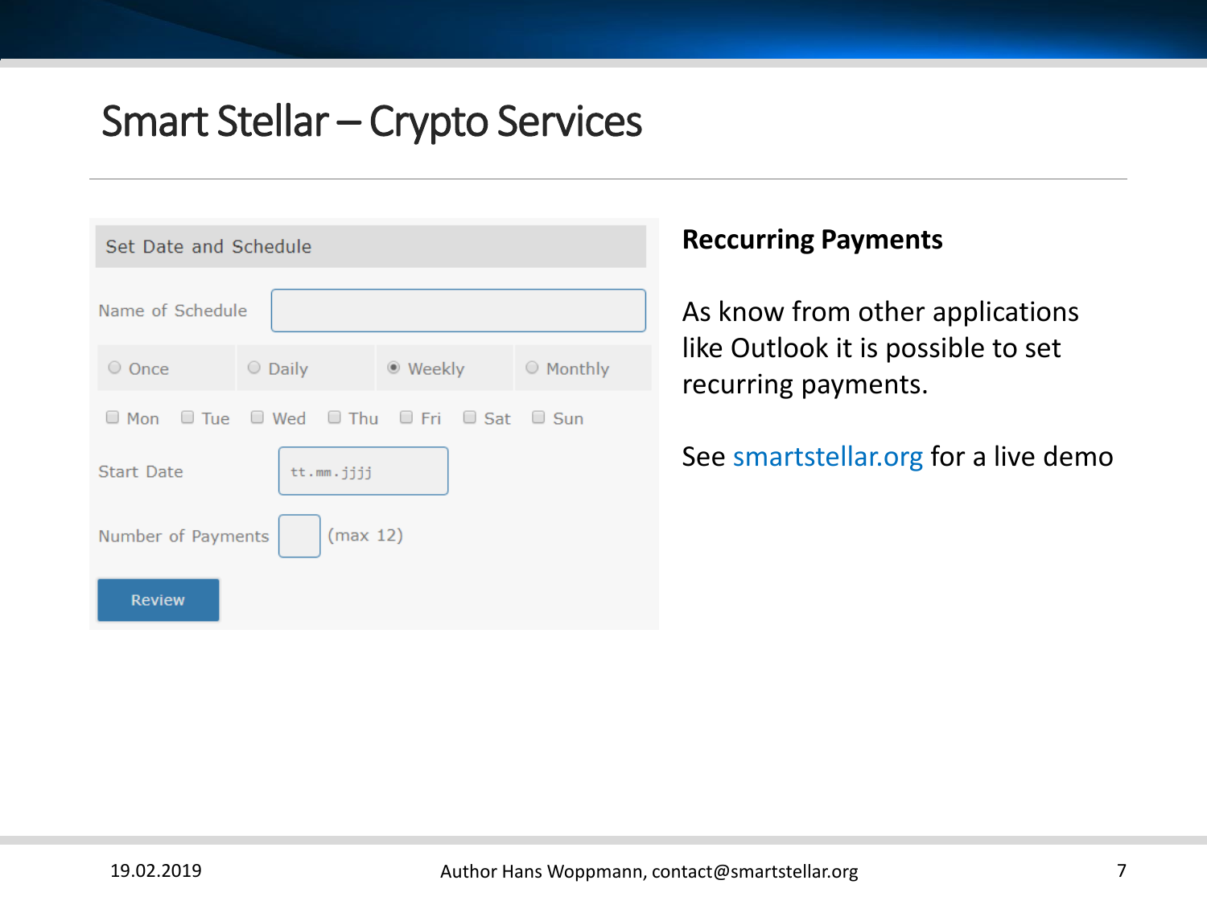# Smart Stellar – Crypto Services

**Set Date and Schedule**

Name of Schedule [ ]

- ( ) Once
- ( ) Daily
- (•) Weekly
- ( ) Monthly

[ ] Mon [ ] Tue [ ] Wed [ ] Thu [ ] Fri [ ] Sat [ ] Sun

Start Date: tt.mm.jjjj

Number of Payments [ ] (max 12)

Review

## Reccurring Payments

As know from other applications like Outlook it is possible to set recurring payments.

See smartstellar.org for a live demo

19.02.2019

Author Hans Woppmann, contact@smartstellar.org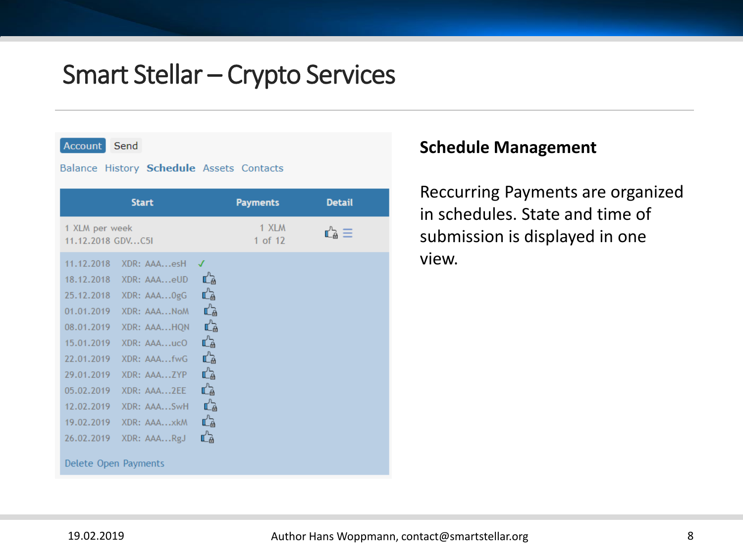# Smart Stellar – Crypto Services

Account | Send

Balance | History | **Schedule** | Assets | Contacts

| Start | Payments | Detail |
|---|---|---|
| 1 XLM per week<br>11.12.2018 GDV...C5I | 1 XLM<br>1 of 12 | |

| | | |
|---|---|---|
| 11.12.2018 | XDR: AAA...esH | ✓ |
| 18.12.2018 | XDR: AAA...eUD | |
| 25.12.2018 | XDR: AAA...0gG | |
| 01.01.2019 | XDR: AAA...NoM | |
| 08.01.2019 | XDR: AAA...HQN | |
| 15.01.2019 | XDR: AAA...ucO | |
| 22.01.2019 | XDR: AAA...fwG | |
| 29.01.2019 | XDR: AAA...ZYP | |
| 05.02.2019 | XDR: AAA...2EE | |
| 12.02.2019 | XDR: AAA...SwH | |
| 19.02.2019 | XDR: AAA...xkM | |
| 26.02.2019 | XDR: AAA...RgJ | |

Delete Open Payments

## Schedule Management

Reccurring Payments are organized in schedules. State and time of submission is displayed in one view.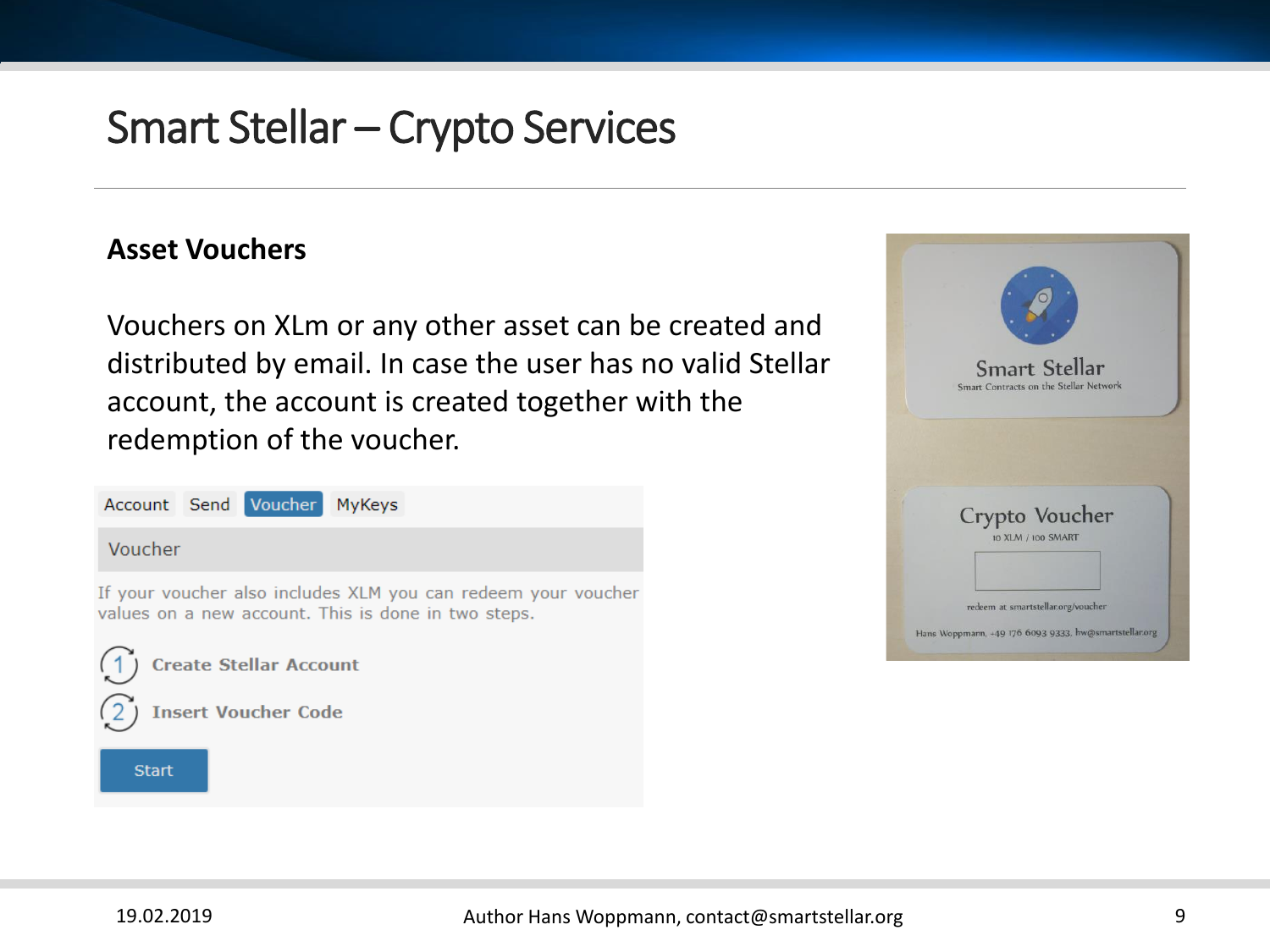# Smart Stellar – Crypto Services

## Asset Vouchers

Vouchers on XLm or any other asset can be created and distributed by email. In case the user has no valid Stellar account, the account is created together with the redemption of the voucher.

Account | Send | Voucher | MyKeys

Voucher

If your voucher also includes XLM you can redeem your voucher values on a new account. This is done in two steps.

1. Create Stellar Account
2. Insert Voucher Code

Start

Smart Stellar
Smart Contracts on the Stellar Network

Crypto Voucher
10 XLM / 100 SMART

redeem at smartstellar.org/voucher

Hans Woppmann, +49 176 6093 9333, hw@smartstellar.org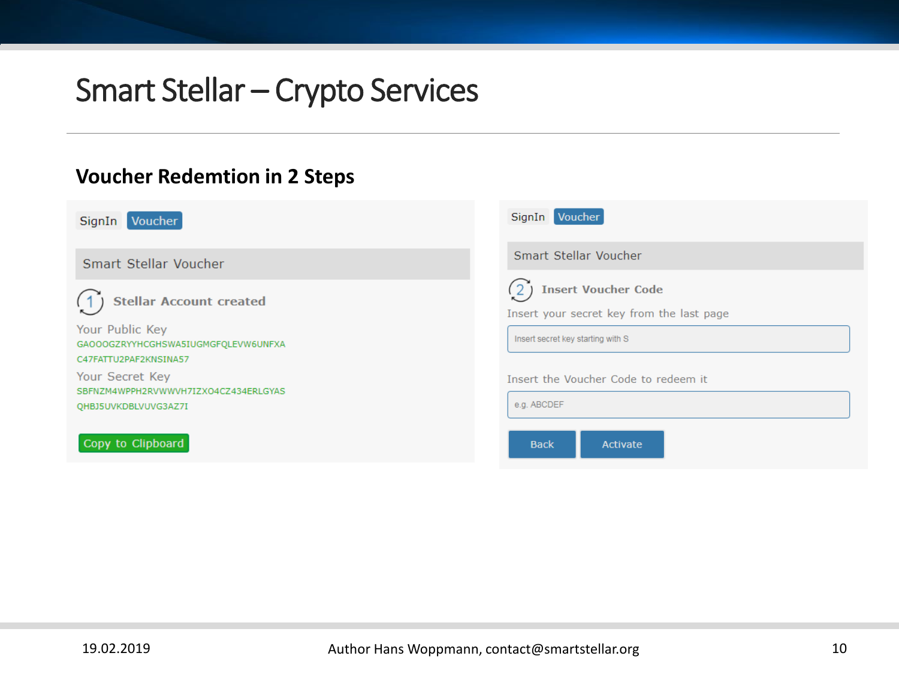# Smart Stellar – Crypto Services

## Voucher Redemtion in 2 Steps

SignIn Voucher

Smart Stellar Voucher

(1) **Stellar Account created**

Your Public Key

GAOOOGZRYYHCGHSWA5IUGMGFQLEVW6UNFXA
C47FATTU2PAF2KNSINA57

Your Secret Key

SBFNZM4WPPH2RVWWVH7IZXO4CZ434ERLGYAS
QHBJ5UVKDBLVUVG3AZ7I

Copy to Clipboard

SignIn Voucher

Smart Stellar Voucher

(2) **Insert Voucher Code**

Insert your secret key from the last page

Insert secret key starting with S

Insert the Voucher Code to redeem it

e.g. ABCDEF

Back Activate

19.02.2019 Author Hans Woppmann, contact@smartstellar.org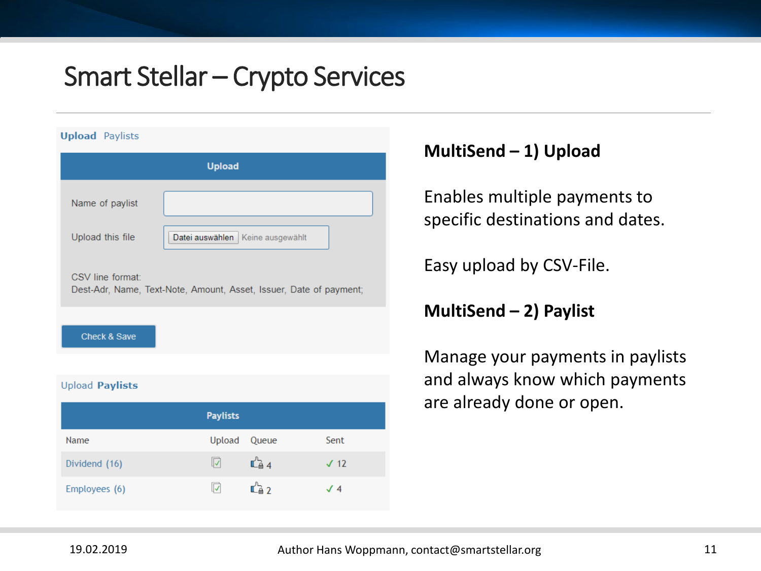# Smart Stellar – Crypto Services

Upload Paylists

**Upload**

Name of paylist

Upload this file — Datei auswählen | Keine ausgewählt

CSV line format:
Dest-Adr, Name, Text-Note, Amount, Asset, Issuer, Date of payment;

Check & Save

Upload **Paylists**

**Paylists**

| Name | Upload | Queue | Sent |
|---|---|---|---|
| Dividend (16) | ☑ | 4 | ✓ 12 |
| Employees (6) | ☑ | 2 | ✓ 4 |

**MultiSend – 1) Upload**

Enables multiple payments to specific destinations and dates.

Easy upload by CSV-File.

**MultiSend – 2) Paylist**

Manage your payments in paylists and always know which payments are already done or open.

19.02.2019 Author Hans Woppmann, contact@smartstellar.org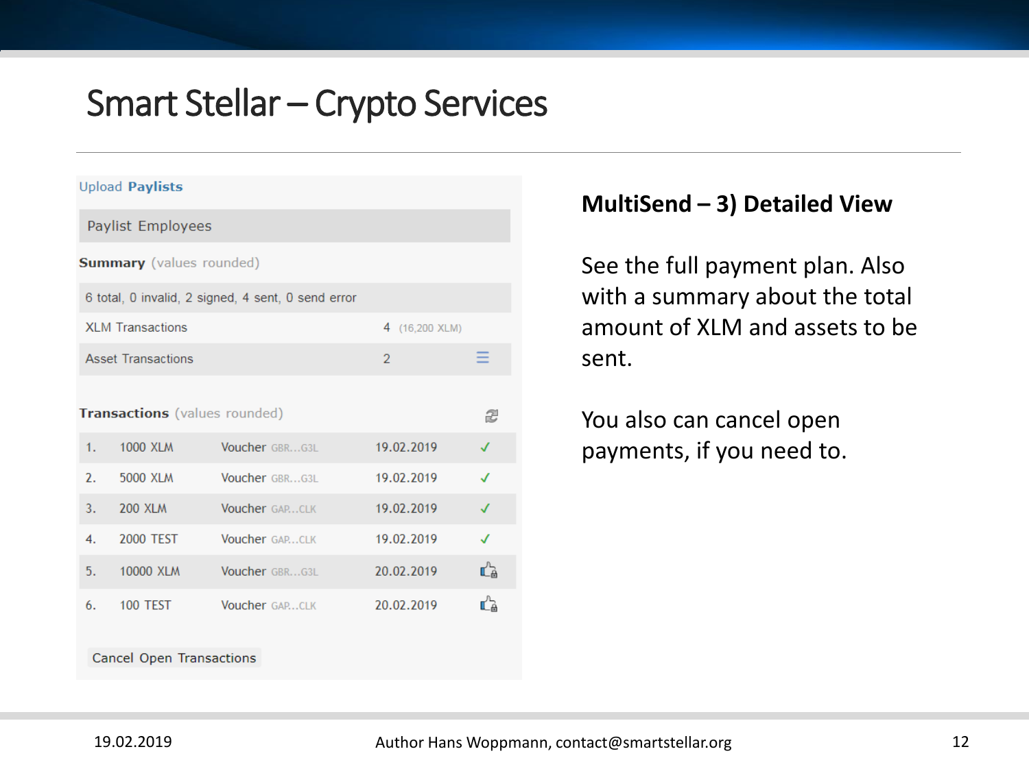# Smart Stellar – Crypto Services

Upload **Paylists**

Paylist Employees

**Summary** (values rounded)

| | | |
|---|---|---|
| 6 total, 0 invalid, 2 signed, 4 sent, 0 send error | | |
| XLM Transactions | 4 (16,200 XLM) | |
| Asset Transactions | 2 | ☰ |

**Transactions** (values rounded)

| | | | | |
|---|---|---|---|---|
| 1. | 1000 XLM | Voucher GBR...G3L | 19.02.2019 | ✓ |
| 2. | 5000 XLM | Voucher GBR...G3L | 19.02.2019 | ✓ |
| 3. | 200 XLM | Voucher GAP...CLK | 19.02.2019 | ✓ |
| 4. | 2000 TEST | Voucher GAP...CLK | 19.02.2019 | ✓ |
| 5. | 10000 XLM | Voucher GBR...G3L | 20.02.2019 | |
| 6. | 100 TEST | Voucher GAP...CLK | 20.02.2019 | |

Cancel Open Transactions

## MultiSend – 3) Detailed View

See the full payment plan. Also with a summary about the total amount of XLM and assets to be sent.

You also can cancel open payments, if you need to.